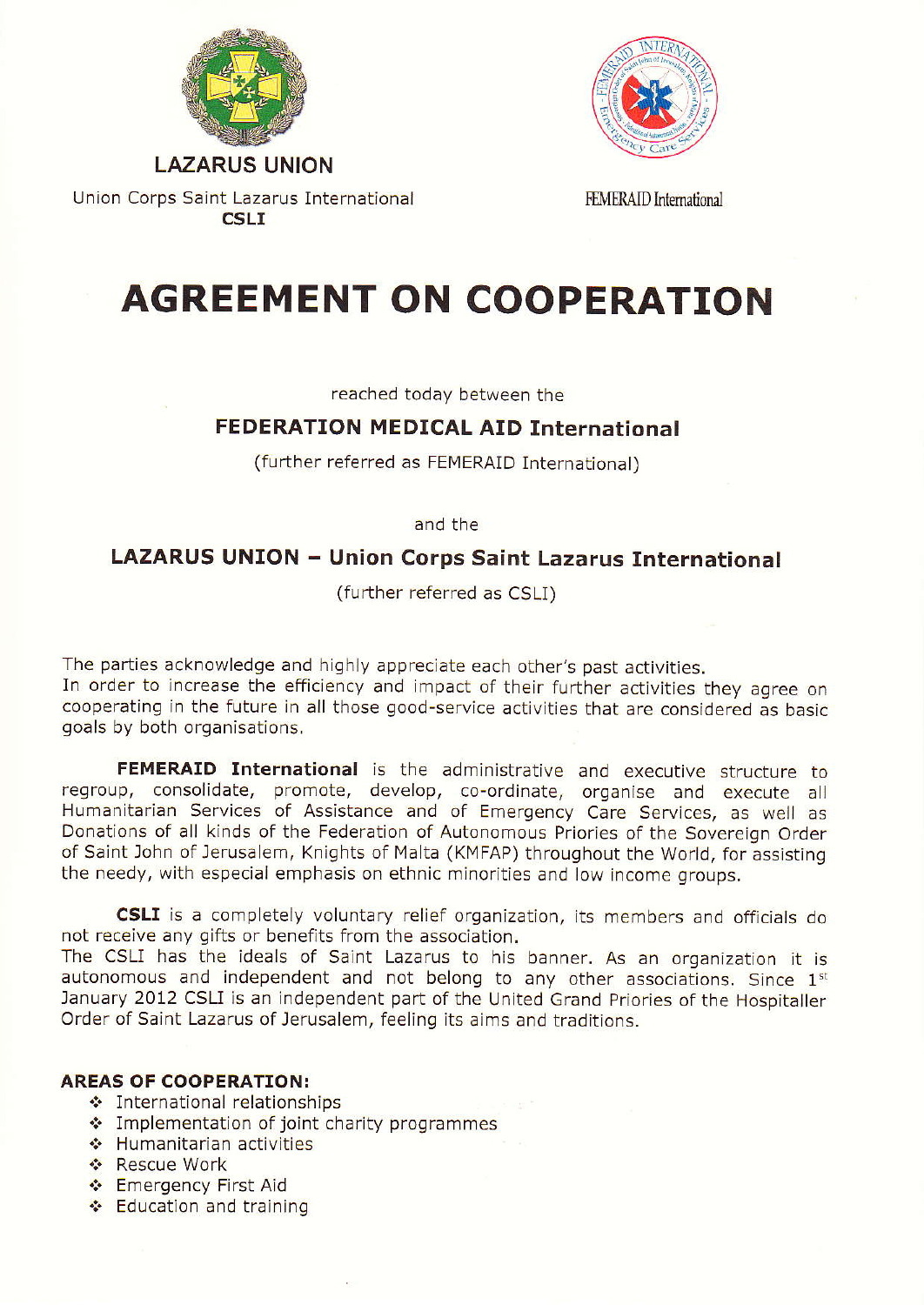**LAZARUS UNION**

Union Corps Saint Lazarus International
**CSLI**

FEMERAID International

# AGREEMENT ON COOPERATION

reached today between the

## FEDERATION MEDICAL AID International

(further referred as FEMERAID International)

and the

## LAZARUS UNION – Union Corps Saint Lazarus International

(further referred as CSLI)

The parties acknowledge and highly appreciate each other's past activities.
In order to increase the efficiency and impact of their further activities they agree on cooperating in the future in all those good-service activities that are considered as basic goals by both organisations.

**FEMERAID International** is the administrative and executive structure to regroup, consolidate, promote, develop, co-ordinate, organise and execute all Humanitarian Services of Assistance and of Emergency Care Services, as well as Donations of all kinds of the Federation of Autonomous Priories of the Sovereign Order of Saint John of Jerusalem, Knights of Malta (KMFAP) throughout the World, for assisting the needy, with especial emphasis on ethnic minorities and low income groups.

**CSLI** is a completely voluntary relief organization, its members and officials do not receive any gifts or benefits from the association.
The CSLI has the ideals of Saint Lazarus to his banner. As an organization it is autonomous and independent and not belong to any other associations. Since 1st January 2012 CSLI is an independent part of the United Grand Priories of the Hospitaller Order of Saint Lazarus of Jerusalem, feeling its aims and traditions.

**AREAS OF COOPERATION:**

- International relationships
- Implementation of joint charity programmes
- Humanitarian activities
- Rescue Work
- Emergency First Aid
- Education and training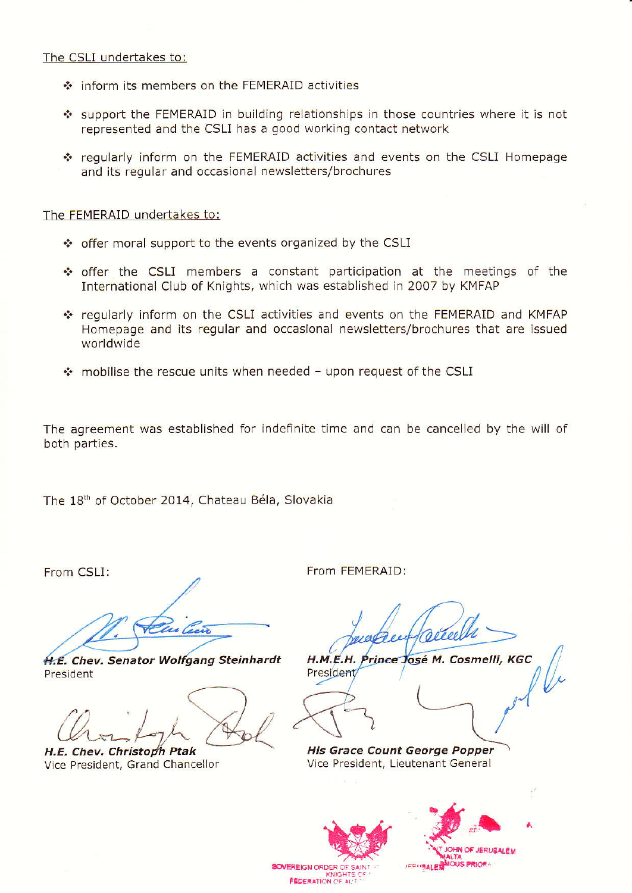The CSLI undertakes to:

- inform its members on the FEMERAID activities
- support the FEMERAID in building relationships in those countries where it is not represented and the CSLI has a good working contact network
- regularly inform on the FEMERAID activities and events on the CSLI Homepage and its regular and occasional newsletters/brochures

The FEMERAID undertakes to:

- offer moral support to the events organized by the CSLI
- offer the CSLI members a constant participation at the meetings of the International Club of Knights, which was established in 2007 by KMFAP
- regularly inform on the CSLI activities and events on the FEMERAID and KMFAP Homepage and its regular and occasional newsletters/brochures that are issued worldwide
- mobilise the rescue units when needed – upon request of the CSLI

The agreement was established for indefinite time and can be cancelled by the will of both parties.

The 18th of October 2014, Chateau Béla, Slovakia

From CSLI:

***H.E. Chev. Senator Wolfgang Steinhardt***
President

***H.E. Chev. Christoph Ptak***
Vice President, Grand Chancellor

From FEMERAID:

***H.M.E.H. Prince José M. Cosmelli, KGC***
President

***His Grace Count George Popper***
Vice President, Lieutenant General

SOVEREIGN ORDER OF SAINT ... KNIGHTS OF ... FEDERATION OF AU...

...T JOHN OF JERUSALEM ... MALTA ... JERUSALEM ... OUS PRIOR...